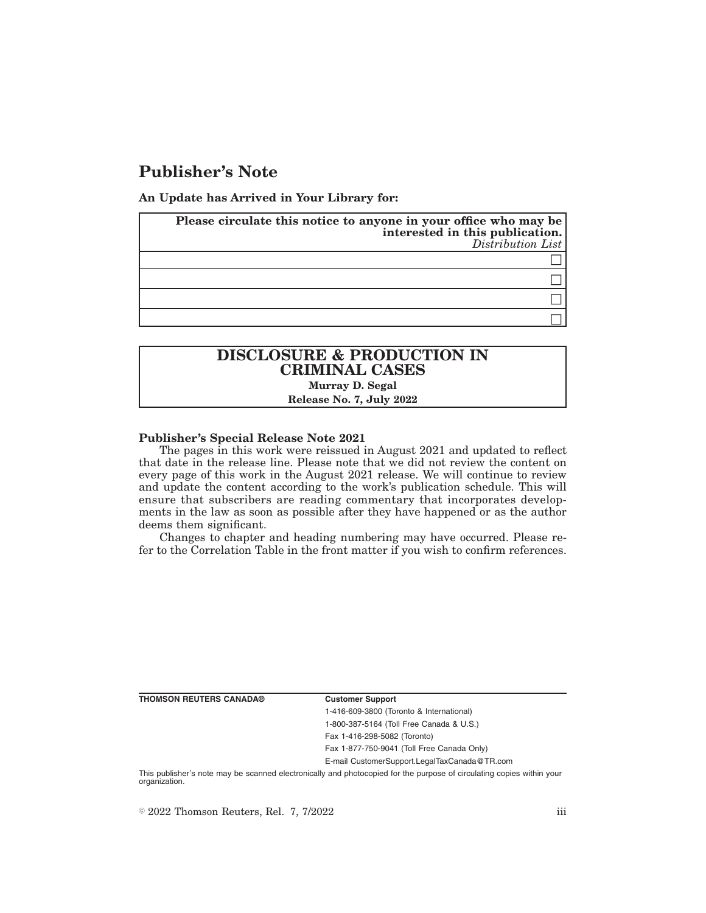# Publisher's Note

**An Update has Arrived in Your Library for:**

| **Please circulate this notice to anyone in your office who may be interested in this publication.** *Distribution List* |
| --- |
| ☐ |
| ☐ |
| ☐ |
| ☐ |

| **DISCLOSURE & PRODUCTION IN CRIMINAL CASES** |
| --- |
| **Murray D. Segal** |
| **Release No. 7, July 2022** |

**Publisher's Special Release Note 2021**

The pages in this work were reissued in August 2021 and updated to reflect that date in the release line. Please note that we did not review the content on every page of this work in the August 2021 release. We will continue to review and update the content according to the work's publication schedule. This will ensure that subscribers are reading commentary that incorporates developments in the law as soon as possible after they have happened or as the author deems them significant.

Changes to chapter and heading numbering may have occurred. Please refer to the Correlation Table in the front matter if you wish to confirm references.

**THOMSON REUTERS CANADA®**

**Customer Support**

1-416-609-3800 (Toronto & International)

1-800-387-5164 (Toll Free Canada & U.S.)

Fax 1-416-298-5082 (Toronto)

Fax 1-877-750-9041 (Toll Free Canada Only)

E-mail CustomerSupport.LegalTaxCanada@TR.com

This publisher's note may be scanned electronically and photocopied for the purpose of circulating copies within your organization.

© 2022 Thomson Reuters, Rel. 7, 7/2022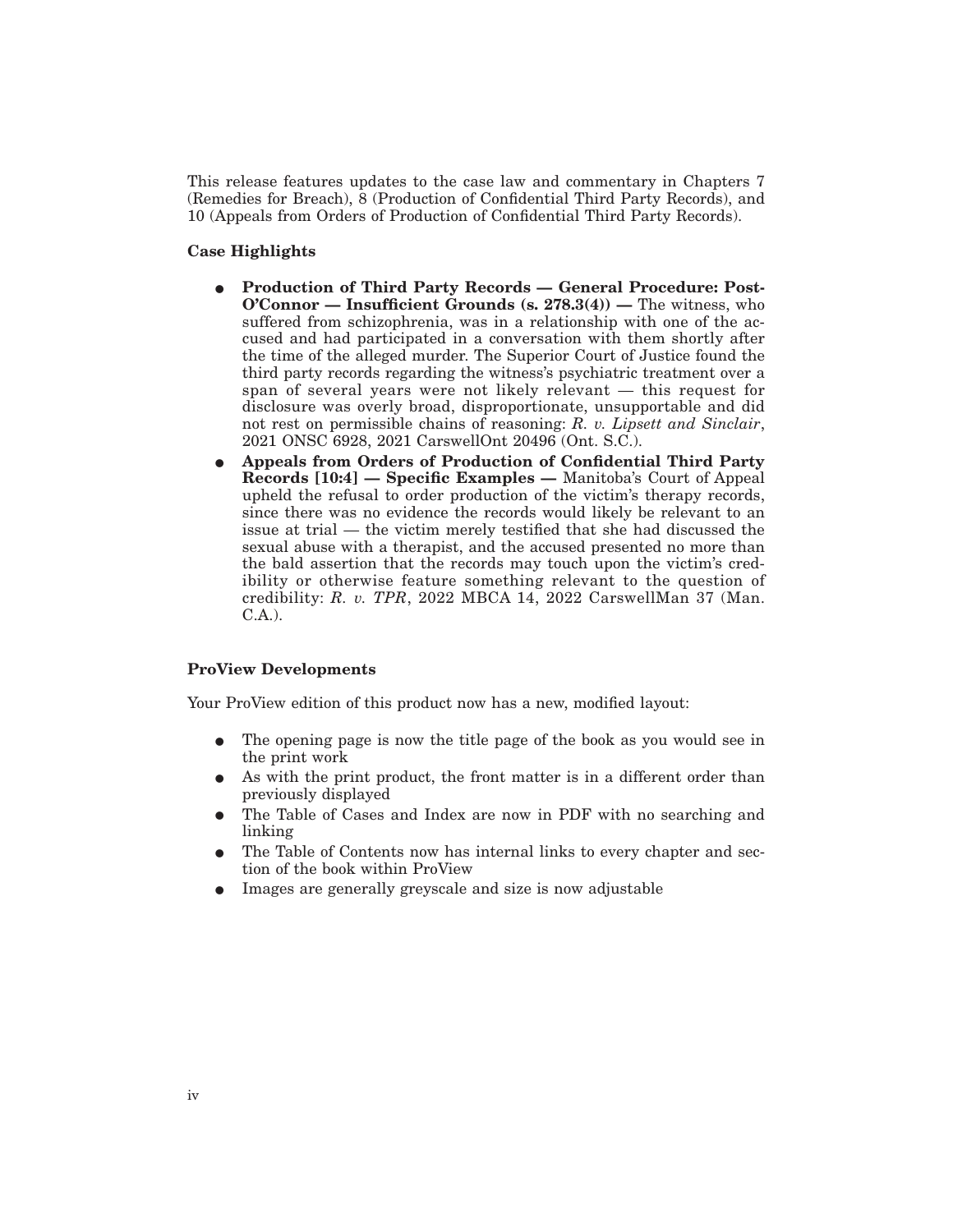This release features updates to the case law and commentary in Chapters 7 (Remedies for Breach), 8 (Production of Confidential Third Party Records), and 10 (Appeals from Orders of Production of Confidential Third Party Records).

**Case Highlights**

- **Production of Third Party Records — General Procedure: Post-O'Connor — Insufficient Grounds (s. 278.3(4)) —** The witness, who suffered from schizophrenia, was in a relationship with one of the accused and had participated in a conversation with them shortly after the time of the alleged murder. The Superior Court of Justice found the third party records regarding the witness's psychiatric treatment over a span of several years were not likely relevant — this request for disclosure was overly broad, disproportionate, unsupportable and did not rest on permissible chains of reasoning: *R. v. Lipsett and Sinclair*, 2021 ONSC 6928, 2021 CarswellOnt 20496 (Ont. S.C.).
- **Appeals from Orders of Production of Confidential Third Party Records [10:4] — Specific Examples —** Manitoba's Court of Appeal upheld the refusal to order production of the victim's therapy records, since there was no evidence the records would likely be relevant to an issue at trial — the victim merely testified that she had discussed the sexual abuse with a therapist, and the accused presented no more than the bald assertion that the records may touch upon the victim's credibility or otherwise feature something relevant to the question of credibility: *R. v. TPR*, 2022 MBCA 14, 2022 CarswellMan 37 (Man. C.A.).

**ProView Developments**

Your ProView edition of this product now has a new, modified layout:

- The opening page is now the title page of the book as you would see in the print work
- As with the print product, the front matter is in a different order than previously displayed
- The Table of Cases and Index are now in PDF with no searching and linking
- The Table of Contents now has internal links to every chapter and section of the book within ProView
- Images are generally greyscale and size is now adjustable